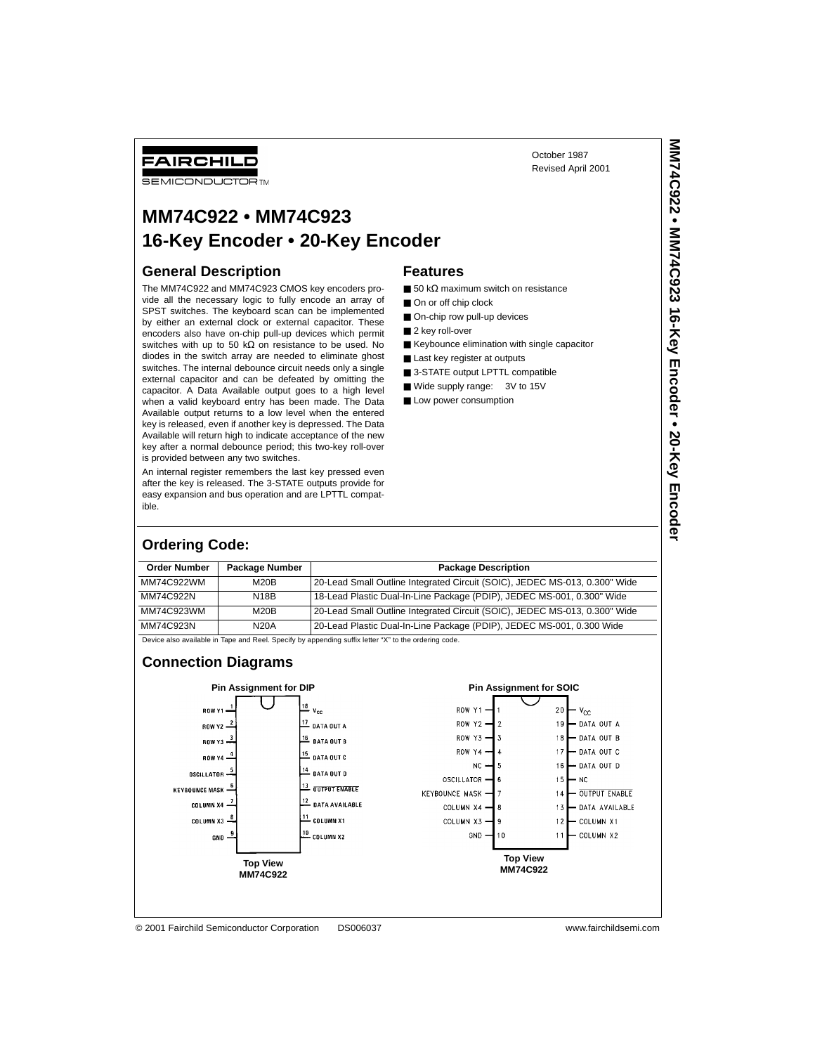FAIRCHILD
SEMICONDUCTOR™

October 1987
Revised April 2001

# MM74C922 • MM74C923
# 16-Key Encoder • 20-Key Encoder

## General Description

The MM74C922 and MM74C923 CMOS key encoders provide all the necessary logic to fully encode an array of SPST switches. The keyboard scan can be implemented by either an external clock or external capacitor. These encoders also have on-chip pull-up devices which permit switches with up to 50 kΩ on resistance to be used. No diodes in the switch array are needed to eliminate ghost switches. The internal debounce circuit needs only a single external capacitor and can be defeated by omitting the capacitor. A Data Available output goes to a high level when a valid keyboard entry has been made. The Data Available output returns to a low level when the entered key is released, even if another key is depressed. The Data Available will return high to indicate acceptance of the new key after a normal debounce period; this two-key roll-over is provided between any two switches.

An internal register remembers the last key pressed even after the key is released. The 3-STATE outputs provide for easy expansion and bus operation and are LPTTL compatible.

## Features

- 50 kΩ maximum switch on resistance
- On or off chip clock
- On-chip row pull-up devices
- 2 key roll-over
- Keybounce elimination with single capacitor
- Last key register at outputs
- 3-STATE output LPTTL compatible
- Wide supply range: 3V to 15V
- Low power consumption

## Ordering Code:

| Order Number | Package Number | Package Description |
|---|---|---|
| MM74C922WM | M20B | 20-Lead Small Outline Integrated Circuit (SOIC), JEDEC MS-013, 0.300" Wide |
| MM74C922N | N18B | 18-Lead Plastic Dual-In-Line Package (PDIP), JEDEC MS-001, 0.300" Wide |
| MM74C923WM | M20B | 20-Lead Small Outline Integrated Circuit (SOIC), JEDEC MS-013, 0.300" Wide |
| MM74C923N | N20A | 20-Lead Plastic Dual-In-Line Package (PDIP), JEDEC MS-001, 0.300 Wide |

Device also available in Tape and Reel. Specify by appending suffix letter "X" to the ordering code.

## Connection Diagrams

**Pin Assignment for DIP**

| Pin | Name | Pin | Name |
|---|---|---|---|
| 1 | ROW Y1 | 18 | $V_{CC}$ |
| 2 | ROW Y2 | 17 | DATA OUT A |
| 3 | ROW Y3 | 16 | DATA OUT B |
| 4 | ROW Y4 | 15 | DATA OUT C |
| 5 | OSCILLATOR | 14 | DATA OUT D |
| 6 | KEYBOUNCE MASK | 13 | OUTPUT ENABLE (active low) |
| 7 | COLUMN X4 | 12 | DATA AVAILABLE |
| 8 | COLUMN X3 | 11 | COLUMN X1 |
| 9 | GND | 10 | COLUMN X2 |

**Top View**
**MM74C922**

**Pin Assignment for SOIC**

| Pin | Name | Pin | Name |
|---|---|---|---|
| 1 | ROW Y1 | 20 | $V_{CC}$ |
| 2 | ROW Y2 | 19 | DATA OUT A |
| 3 | ROW Y3 | 18 | DATA OUT B |
| 4 | ROW Y4 | 17 | DATA OUT C |
| 5 | NC | 16 | DATA OUT D |
| 6 | OSCILLATOR | 15 | NC |
| 7 | KEYBOUNCE MASK | 14 | OUTPUT ENABLE (active low) |
| 8 | COLUMN X4 | 13 | DATA AVAILABLE |
| 9 | COLUMN X3 | 12 | COLUMN X1 |
| 10 | GND | 11 | COLUMN X2 |

**Top View**
**MM74C922**

© 2001 Fairchild Semiconductor Corporation DS006037 www.fairchildsemi.com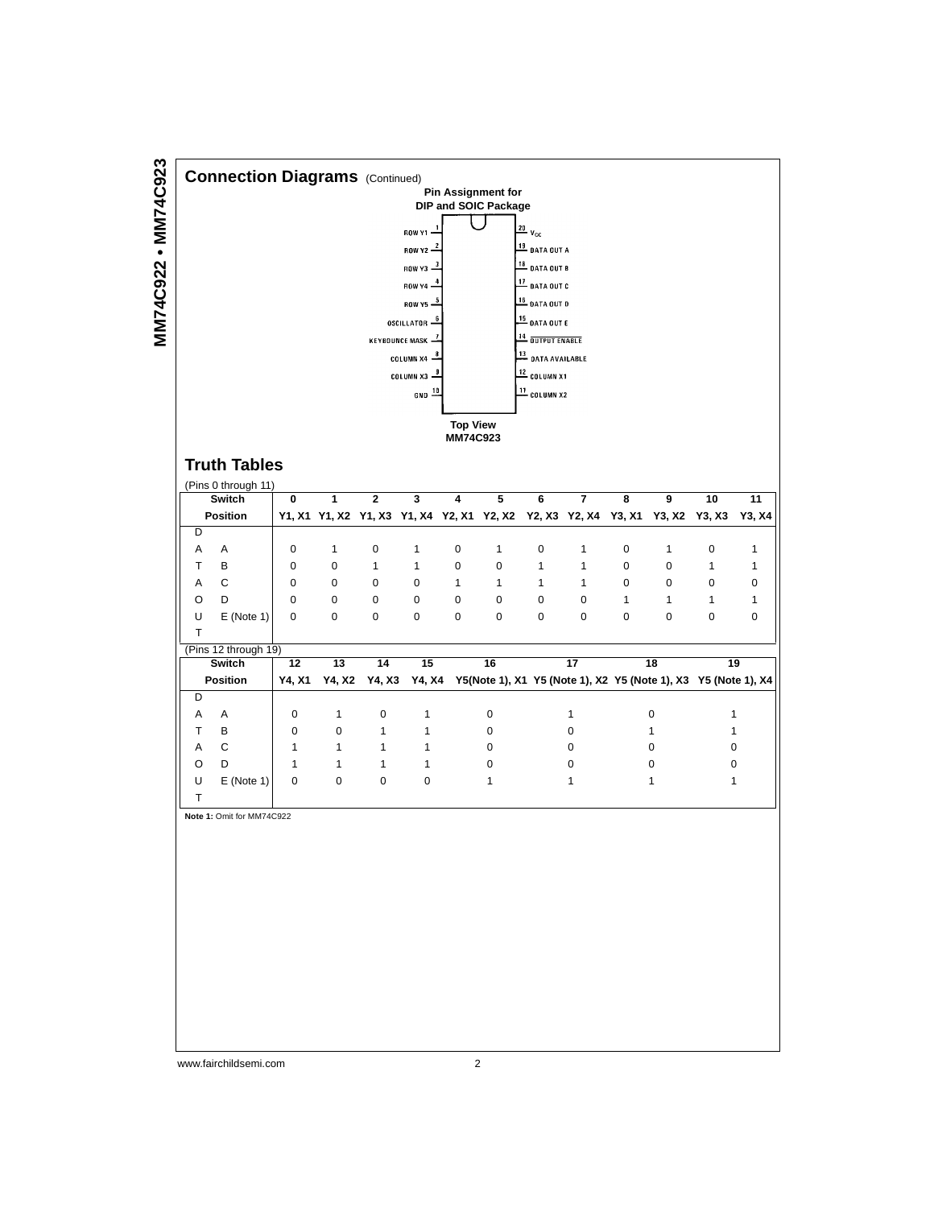## Connection Diagrams (Continued)

**Pin Assignment for DIP and SOIC Package**

| Pin | Name | Pin | Name |
|---|---|---|---|
| 1 | ROW Y1 | 20 | $V_{CC}$ |
| 2 | ROW Y2 | 19 | DATA OUT A |
| 3 | ROW Y3 | 18 | DATA OUT B |
| 4 | ROW Y4 | 17 | DATA OUT C |
| 5 | ROW Y5 | 16 | DATA OUT D |
| 6 | OSCILLATOR | 15 | DATA OUT E |
| 7 | KEYBOUNCE MASK | 14 | $\overline{\text{OUTPUT ENABLE}}$ |
| 8 | COLUMN X4 | 13 | DATA AVAILABLE |
| 9 | COLUMN X3 | 12 | COLUMN X1 |
| 10 | GND | 11 | COLUMN X2 |

**Top View**
**MM74C923**

## Truth Tables

(Pins 0 through 11)

| Switch Position | 0 | 1 | 2 | 3 | 4 | 5 | 6 | 7 | 8 | 9 | 10 | 11 |
|---|---|---|---|---|---|---|---|---|---|---|---|---|
| | Y1, X1 | Y1, X2 | Y1, X3 | Y1, X4 | Y2, X1 | Y2, X2 | Y2, X3 | Y2, X4 | Y3, X1 | Y3, X2 | Y3, X3 | Y3, X4 |
| DATA OUT A | 0 | 1 | 0 | 1 | 0 | 1 | 0 | 1 | 0 | 1 | 0 | 1 |
| DATA OUT B | 0 | 0 | 1 | 1 | 0 | 0 | 1 | 1 | 0 | 0 | 1 | 1 |
| DATA OUT C | 0 | 0 | 0 | 0 | 1 | 1 | 1 | 1 | 0 | 0 | 0 | 0 |
| DATA OUT D | 0 | 0 | 0 | 0 | 0 | 0 | 0 | 0 | 1 | 1 | 1 | 1 |
| DATA OUT E (Note 1) | 0 | 0 | 0 | 0 | 0 | 0 | 0 | 0 | 0 | 0 | 0 | 0 |

(Pins 12 through 19)

| Switch Position | 12 | 13 | 14 | 15 | 16 | 17 | 18 | 19 |
|---|---|---|---|---|---|---|---|---|
| | Y4, X1 | Y4, X2 | Y4, X3 | Y4, X4 | Y5(Note 1), X1 | Y5 (Note 1), X2 | Y5 (Note 1), X3 | Y5 (Note 1), X4 |
| DATA OUT A | 0 | 1 | 0 | 1 | 0 | 1 | 0 | 1 |
| DATA OUT B | 0 | 0 | 1 | 1 | 0 | 0 | 1 | 1 |
| DATA OUT C | 1 | 1 | 1 | 1 | 0 | 0 | 0 | 0 |
| DATA OUT D | 1 | 1 | 1 | 1 | 0 | 0 | 0 | 0 |
| DATA OUT E (Note 1) | 0 | 0 | 0 | 0 | 1 | 1 | 1 | 1 |

**Note 1:** Omit for MM74C922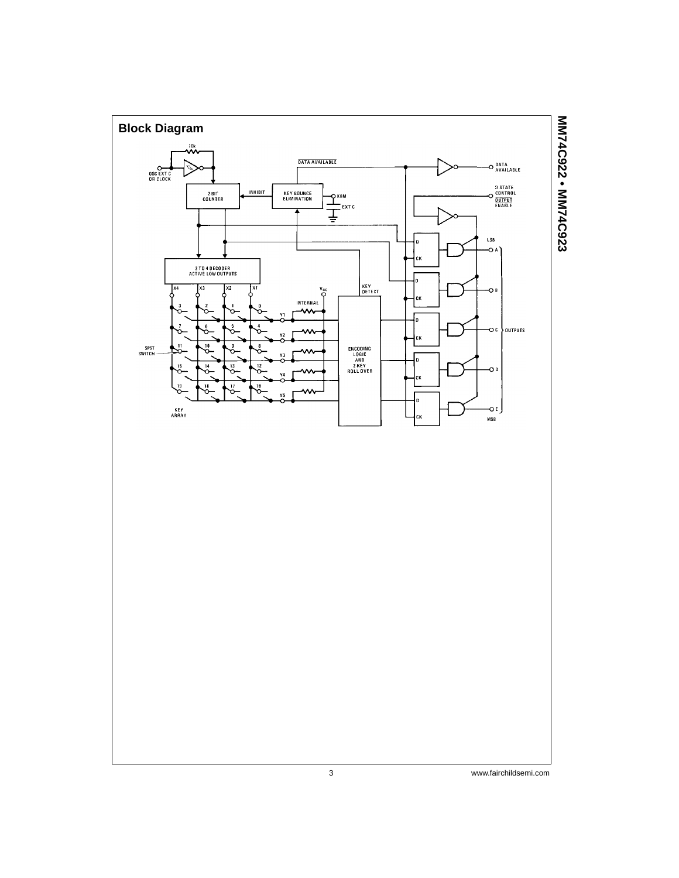## Block Diagram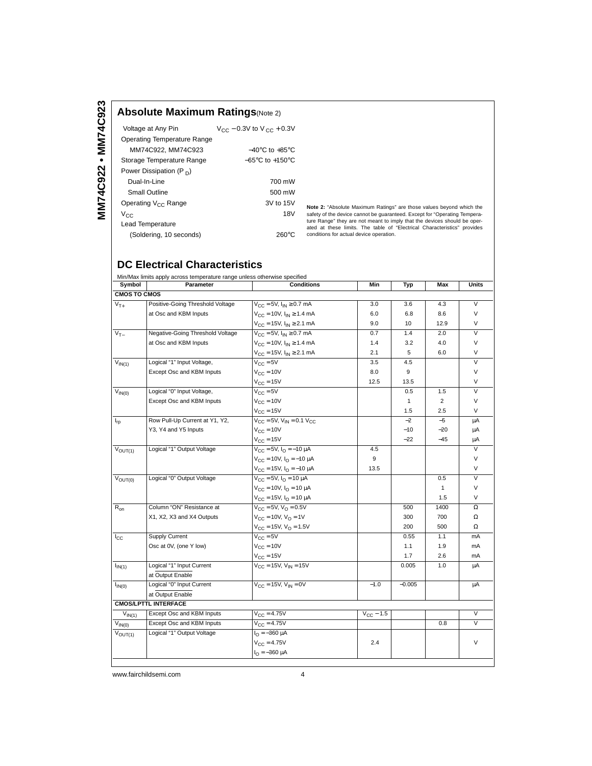## Absolute Maximum Ratings (Note 2)

| | |
|---|---|
| Voltage at Any Pin | $V_{CC}$ − 0.3V to $V_{CC}$ + 0.3V |
| Operating Temperature Range | |
| MM74C922, MM74C923 | −40°C to +85°C |
| Storage Temperature Range | −65°C to +150°C |
| Power Dissipation ($P_D$) | |
| Dual-In-Line | 700 mW |
| Small Outline | 500 mW |
| Operating $V_{CC}$ Range | 3V to 15V |
| $V_{CC}$ | 18V |
| Lead Temperature | |
| (Soldering, 10 seconds) | 260°C |

**Note 2:** "Absolute Maximum Ratings" are those values beyond which the safety of the device cannot be guaranteed. Except for "Operating Temperature Range" they are not meant to imply that the devices should be operated at these limits. The table of "Electrical Characteristics" provides conditions for actual device operation.

## DC Electrical Characteristics

Min/Max limits apply across temperature range unless otherwise specified

| Symbol | Parameter | Conditions | Min | Typ | Max | Units |
|---|---|---|---|---|---|---|
| **CMOS TO CMOS** | | | | | | |
| $V_{T+}$ | Positive-Going Threshold Voltage | $V_{CC}$ = 5V, $I_{IN}$ ≥ 0.7 mA | 3.0 | 3.6 | 4.3 | V |
| | at Osc and KBM Inputs | $V_{CC}$ = 10V, $I_{IN}$ ≥ 1.4 mA | 6.0 | 6.8 | 8.6 | V |
| | | $V_{CC}$ = 15V, $I_{IN}$ ≥ 2.1 mA | 9.0 | 10 | 12.9 | V |
| $V_{T-}$ | Negative-Going Threshold Voltage | $V_{CC}$ = 5V, $I_{IN}$ ≥ 0.7 mA | 0.7 | 1.4 | 2.0 | V |
| | at Osc and KBM Inputs | $V_{CC}$ = 10V, $I_{IN}$ ≥ 1.4 mA | 1.4 | 3.2 | 4.0 | V |
| | | $V_{CC}$ = 15V, $I_{IN}$ ≥ 2.1 mA | 2.1 | 5 | 6.0 | V |
| $V_{IN(1)}$ | Logical "1" Input Voltage, | $V_{CC}$ = 5V | 3.5 | 4.5 | | V |
| | Except Osc and KBM Inputs | $V_{CC}$ = 10V | 8.0 | 9 | | V |
| | | $V_{CC}$ = 15V | 12.5 | 13.5 | | V |
| $V_{IN(0)}$ | Logical "0" Input Voltage, | $V_{CC}$ = 5V | | 0.5 | 1.5 | V |
| | Except Osc and KBM Inputs | $V_{CC}$ = 10V | | 1 | 2 | V |
| | | $V_{CC}$ = 15V | | 1.5 | 2.5 | V |
| $I_{rp}$ | Row Pull-Up Current at Y1, Y2, | $V_{CC}$ = 5V, $V_{IN}$ = 0.1 $V_{CC}$ | | −2 | −5 | μA |
| | Y3, Y4 and Y5 Inputs | $V_{CC}$ = 10V | | −10 | −20 | μA |
| | | $V_{CC}$ = 15V | | −22 | −45 | μA |
| $V_{OUT(1)}$ | Logical "1" Output Voltage | $V_{CC}$ = 5V, $I_O$ = −10 μA | 4.5 | | | V |
| | | $V_{CC}$ = 10V, $I_O$ = −10 μA | 9 | | | V |
| | | $V_{CC}$ = 15V, $I_O$ = −10 μA | 13.5 | | | V |
| $V_{OUT(0)}$ | Logical "0" Output Voltage | $V_{CC}$ = 5V, $I_O$ = 10 μA | | | 0.5 | V |
| | | $V_{CC}$ = 10V, $I_O$ = 10 μA | | | 1 | V |
| | | $V_{CC}$ = 15V, $I_O$ = 10 μA | | | 1.5 | V |
| $R_{on}$ | Column "ON" Resistance at | $V_{CC}$ = 5V, $V_O$ = 0.5V | | 500 | 1400 | Ω |
| | X1, X2, X3 and X4 Outputs | $V_{CC}$ = 10V, $V_O$ = 1V | | 300 | 700 | Ω |
| | | $V_{CC}$ = 15V, $V_O$ = 1.5V | | 200 | 500 | Ω |
| $I_{CC}$ | Supply Current | $V_{CC}$ = 5V | | 0.55 | 1.1 | mA |
| | Osc at 0V, (one Y low) | $V_{CC}$ = 10V | | 1.1 | 1.9 | mA |
| | | $V_{CC}$ = 15V | | 1.7 | 2.6 | mA |
| $I_{IN(1)}$ | Logical "1" Input Current at $\overline{\text{Output Enable}}$ | $V_{CC}$ = 15V, $V_{IN}$ = 15V | | 0.005 | 1.0 | μA |
| $I_{IN(0)}$ | Logical "0" Input Current at $\overline{\text{Output Enable}}$ | $V_{CC}$ = 15V, $V_{IN}$ = 0V | −1.0 | −0.005 | | μA |
| **CMOS/LPTTL INTERFACE** | | | | | | |
| $V_{IN(1)}$ | Except Osc and KBM Inputs | $V_{CC}$ = 4.75V | $V_{CC}$ − 1.5 | | | V |
| $V_{IN(0)}$ | Except Osc and KBM Inputs | $V_{CC}$ = 4.75V | | | 0.8 | V |
| $V_{OUT(1)}$ | Logical "1" Output Voltage | $I_O$ = −360 μA, $V_{CC}$ = 4.75V, $I_O$ = −360 μA | 2.4 | | | V |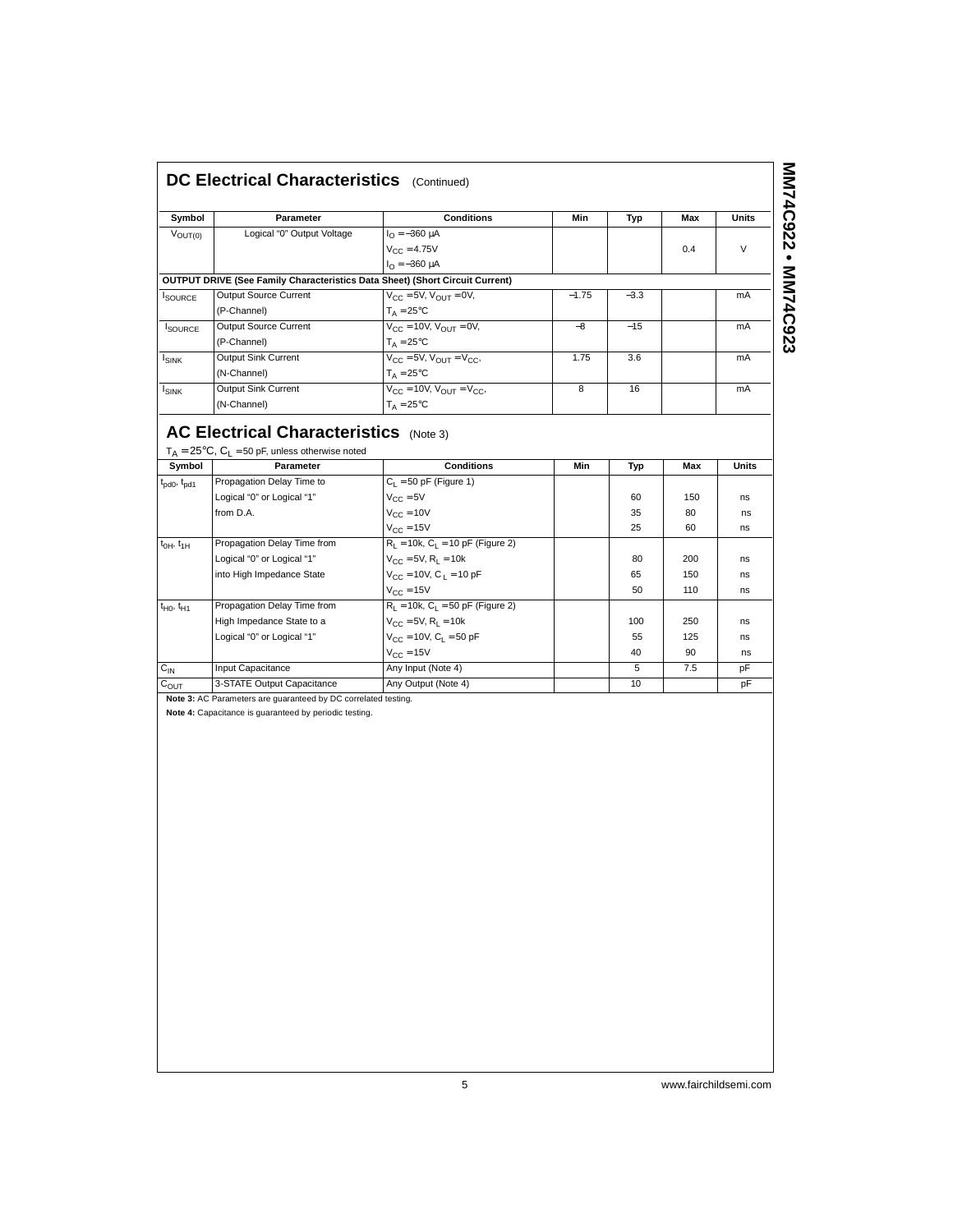## DC Electrical Characteristics (Continued)

| Symbol | Parameter | Conditions | Min | Typ | Max | Units |
|---|---|---|---|---|---|---|
| $V_{OUT(0)}$ | Logical "0" Output Voltage | $I_O = -360\ \mu A$<br>$V_{CC} = 4.75V$<br>$I_O = -360\ \mu A$ | | | 0.4 | V |
| **OUTPUT DRIVE (See Family Characteristics Data Sheet) (Short Circuit Current)** | | | | | | |
| $I_{SOURCE}$ | Output Source Current (P-Channel) | $V_{CC} = 5V$, $V_{OUT} = 0V$, $T_A = 25°C$ | −1.75 | −3.3 | | mA |
| $I_{SOURCE}$ | Output Source Current (P-Channel) | $V_{CC} = 10V$, $V_{OUT} = 0V$, $T_A = 25°C$ | −8 | −15 | | mA |
| $I_{SINK}$ | Output Sink Current (N-Channel) | $V_{CC} = 5V$, $V_{OUT} = V_{CC}$, $T_A = 25°C$ | 1.75 | 3.6 | | mA |
| $I_{SINK}$ | Output Sink Current (N-Channel) | $V_{CC} = 10V$, $V_{OUT} = V_{CC}$, $T_A = 25°C$ | 8 | 16 | | mA |

## AC Electrical Characteristics (Note 3)

$T_A = 25°C$, $C_L = 50$ pF, unless otherwise noted

| Symbol | Parameter | Conditions | Min | Typ | Max | Units |
|---|---|---|---|---|---|---|
| $t_{pd0}$, $t_{pd1}$ | Propagation Delay Time to Logical "0" or Logical "1" from D.A. | $C_L = 50$ pF (Figure 1) | | | | |
| | | $V_{CC} = 5V$ | | 60 | 150 | ns |
| | | $V_{CC} = 10V$ | | 35 | 80 | ns |
| | | $V_{CC} = 15V$ | | 25 | 60 | ns |
| $t_{0H}$, $t_{1H}$ | Propagation Delay Time from Logical "0" or Logical "1" into High Impedance State | $R_L = 10k$, $C_L = 10$ pF (Figure 2) | | | | |
| | | $V_{CC} = 5V$, $R_L = 10k$ | | 80 | 200 | ns |
| | | $V_{CC} = 10V$, $C_L = 10$ pF | | 65 | 150 | ns |
| | | $V_{CC} = 15V$ | | 50 | 110 | ns |
| $t_{H0}$, $t_{H1}$ | Propagation Delay Time from High Impedance State to a Logical "0" or Logical "1" | $R_L = 10k$, $C_L = 50$ pF (Figure 2) | | | | |
| | | $V_{CC} = 5V$, $R_L = 10k$ | | 100 | 250 | ns |
| | | $V_{CC} = 10V$, $C_L = 50$ pF | | 55 | 125 | ns |
| | | $V_{CC} = 15V$ | | 40 | 90 | ns |
| $C_{IN}$ | Input Capacitance | Any Input (Note 4) | | 5 | 7.5 | pF |
| $C_{OUT}$ | 3-STATE Output Capacitance | Any Output (Note 4) | | 10 | | pF |

**Note 3:** AC Parameters are guaranteed by DC correlated testing.

**Note 4:** Capacitance is guaranteed by periodic testing.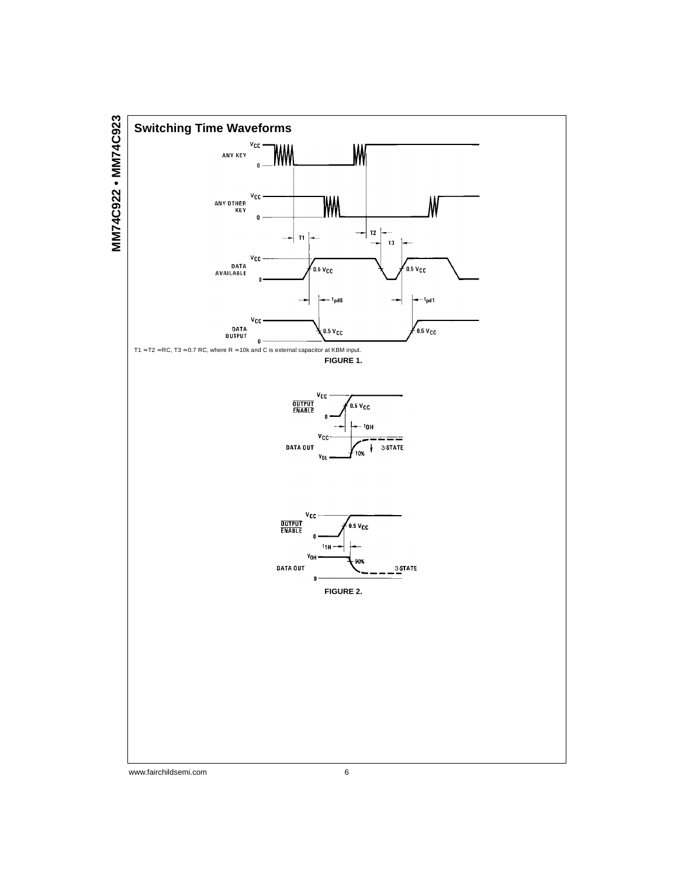## Switching Time Waveforms

T1 ≈ T2 ≈ RC, T3 ≈ 0.7 RC, where R ≈ 10k and C is external capacitor at KBM input.

**FIGURE 1.**

**FIGURE 2.**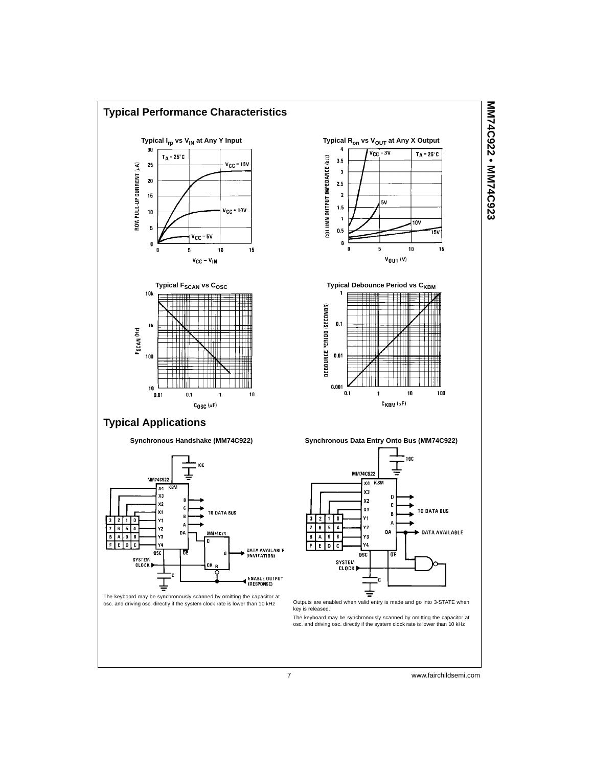## Typical Performance Characteristics

**Typical $I_{rp}$ vs $V_{IN}$ at Any Y Input**

**Typical $R_{on}$ vs $V_{OUT}$ at Any X Output**

**Typical $F_{SCAN}$ vs $C_{OSC}$**

**Typical Debounce Period vs $C_{KBM}$**

## Typical Applications

**Synchronous Handshake (MM74C922)**

The keyboard may be synchronously scanned by omitting the capacitor at osc. and driving osc. directly if the system clock rate is lower than 10 kHz

**Synchronous Data Entry Onto Bus (MM74C922)**

Outputs are enabled when valid entry is made and go into 3-STATE when key is released.

The keyboard may be synchronously scanned by omitting the capacitor at osc. and driving osc. directly if the system clock rate is lower than 10 kHz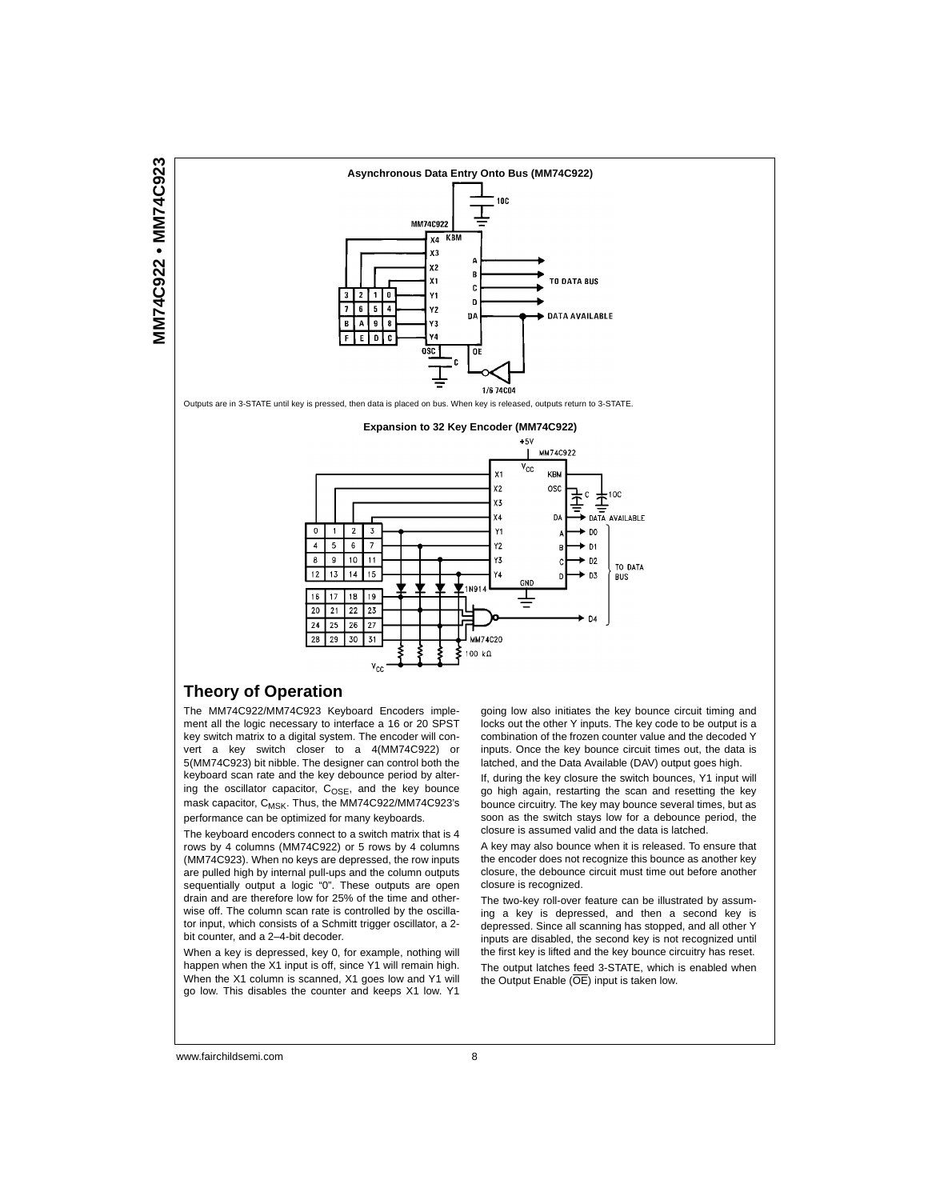**Asynchronous Data Entry Onto Bus (MM74C922)**

Outputs are in 3-STATE until key is pressed, then data is placed on bus. When key is released, outputs return to 3-STATE.

**Expansion to 32 Key Encoder (MM74C922)**

## Theory of Operation

The MM74C922/MM74C923 Keyboard Encoders implement all the logic necessary to interface a 16 or 20 SPST key switch matrix to a digital system. The encoder will convert a key switch closer to a 4(MM74C922) or 5(MM74C923) bit nibble. The designer can control both the keyboard scan rate and the key debounce period by altering the oscillator capacitor, $C_{OSE}$, and the key bounce mask capacitor, $C_{MSK}$. Thus, the MM74C922/MM74C923's performance can be optimized for many keyboards.

The keyboard encoders connect to a switch matrix that is 4 rows by 4 columns (MM74C922) or 5 rows by 4 columns (MM74C923). When no keys are depressed, the row inputs are pulled high by internal pull-ups and the column outputs sequentially output a logic "0". These outputs are open drain and are therefore low for 25% of the time and otherwise off. The column scan rate is controlled by the oscillator input, which consists of a Schmitt trigger oscillator, a 2-bit counter, and a 2–4-bit decoder.

When a key is depressed, key 0, for example, nothing will happen when the X1 input is off, since Y1 will remain high. When the X1 column is scanned, X1 goes low and Y1 will go low. This disables the counter and keeps X1 low. Y1 going low also initiates the key bounce circuit timing and locks out the other Y inputs. The key code to be output is a combination of the frozen counter value and the decoded Y inputs. Once the key bounce circuit times out, the data is latched, and the Data Available (DAV) output goes high.

If, during the key closure the switch bounces, Y1 input will go high again, restarting the scan and resetting the key bounce circuitry. The key may bounce several times, but as soon as the switch stays low for a debounce period, the closure is assumed valid and the data is latched.

A key may also bounce when it is released. To ensure that the encoder does not recognize this bounce as another key closure, the debounce circuit must time out before another closure is recognized.

The two-key roll-over feature can be illustrated by assuming a key is depressed, and then a second key is depressed. Since all scanning has stopped, and all other Y inputs are disabled, the second key is not recognized until the first key is lifted and the key bounce circuitry has reset.

The output latches feed 3-STATE, which is enabled when the Output Enable ($\overline{OE}$) input is taken low.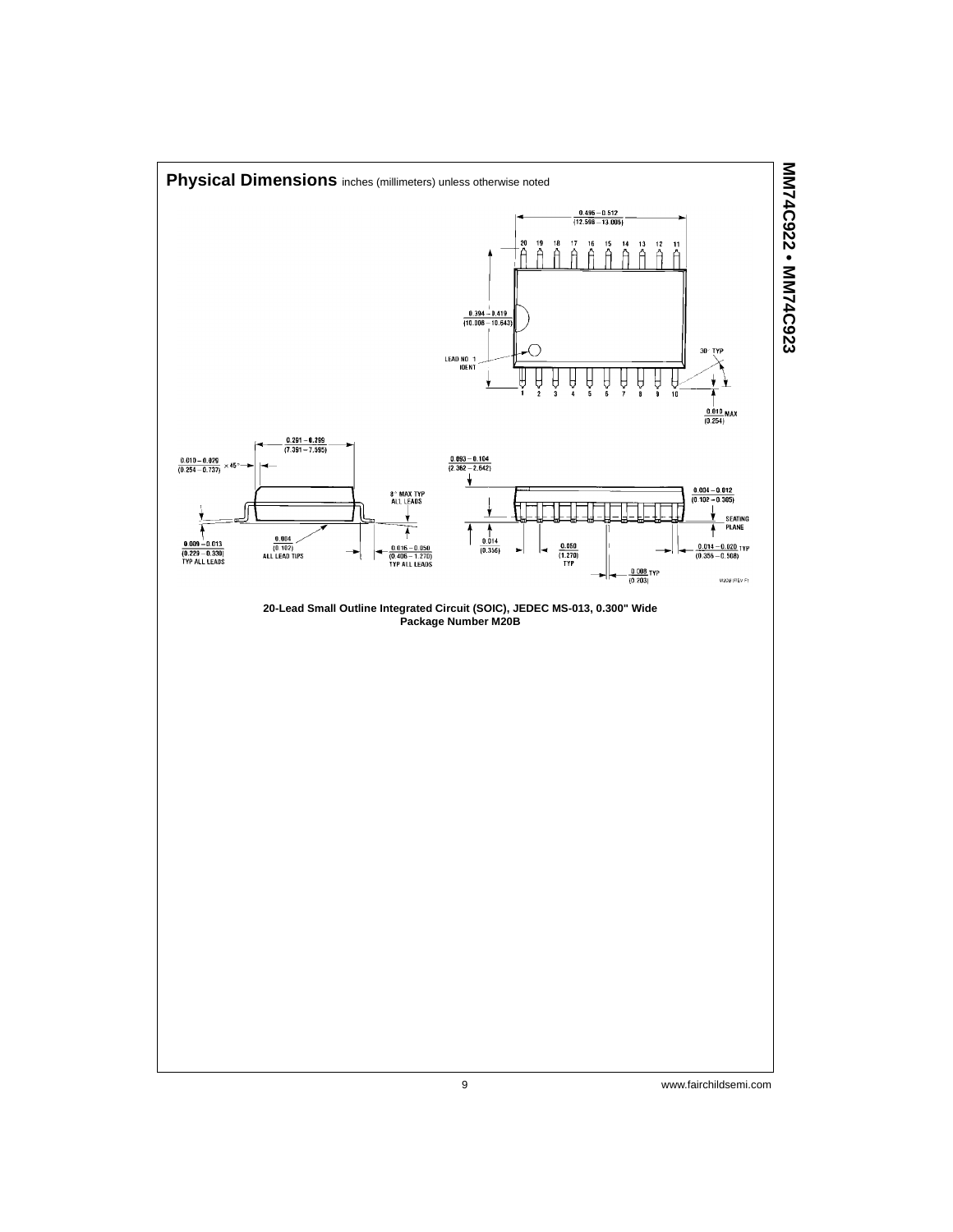## Physical Dimensions inches (millimeters) unless otherwise noted

**20-Lead Small Outline Integrated Circuit (SOIC), JEDEC MS-013, 0.300" Wide**
**Package Number M20B**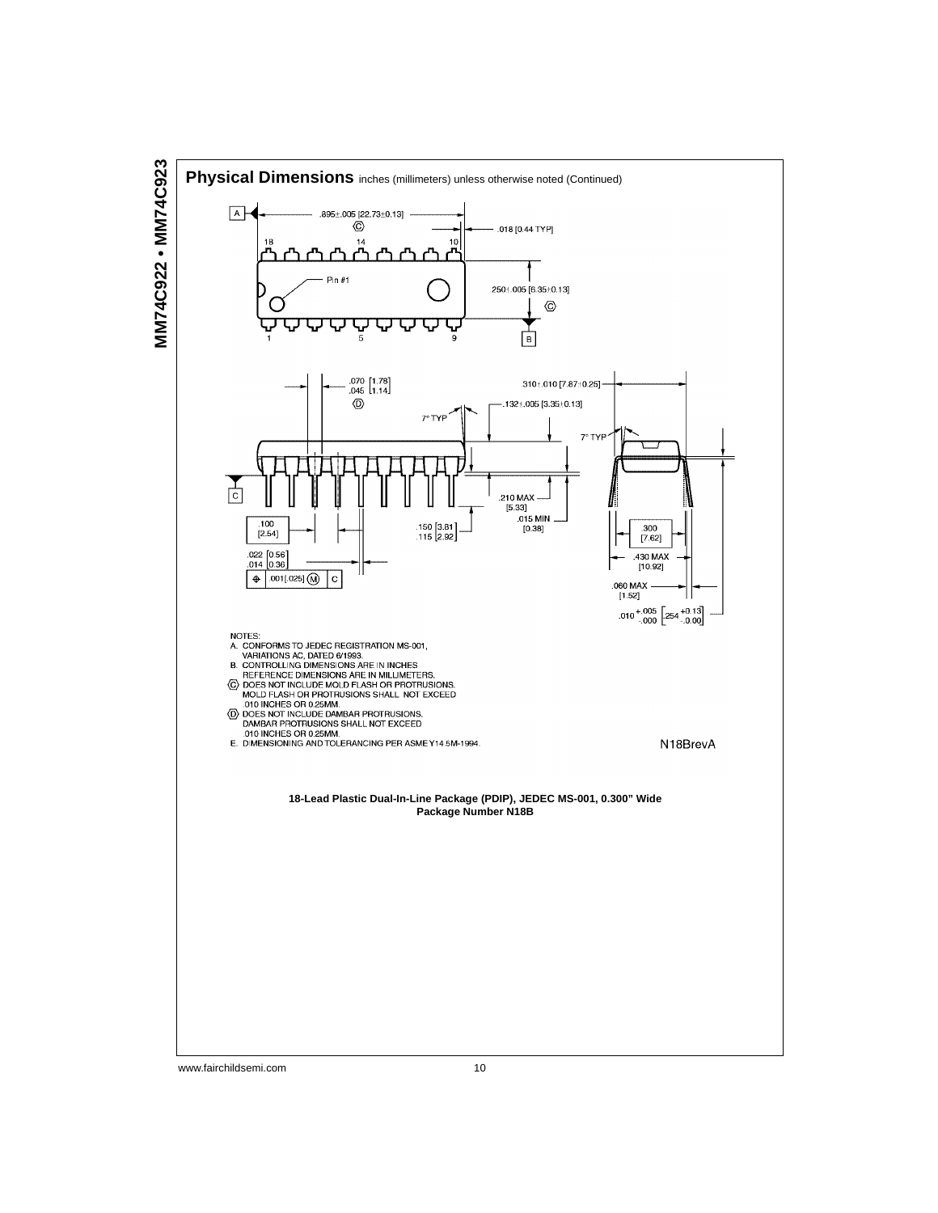## Physical Dimensions inches (millimeters) unless otherwise noted (Continued)

NOTES:

A. CONFORMS TO JEDEC REGISTRATION MS-001, VARIATIONS AC, DATED 6/1993.

B. CONTROLLING DIMENSIONS ARE IN INCHES REFERENCE DIMENSIONS ARE IN MILLIMETERS.

(C) DOES NOT INCLUDE MOLD FLASH OR PROTRUSIONS. MOLD FLASH OR PROTRUSIONS SHALL NOT EXCEED .010 INCHES OR 0.25MM.

(D) DOES NOT INCLUDE DAMBAR PROTRUSIONS. DAMBAR PROTRUSIONS SHALL NOT EXCEED .010 INCHES OR 0.25MM.

E. DIMENSIONING AND TOLERANCING PER ASME Y14.5M-1994.

N18BrevA

**18-Lead Plastic Dual-In-Line Package (PDIP), JEDEC MS-001, 0.300" Wide**
**Package Number N18B**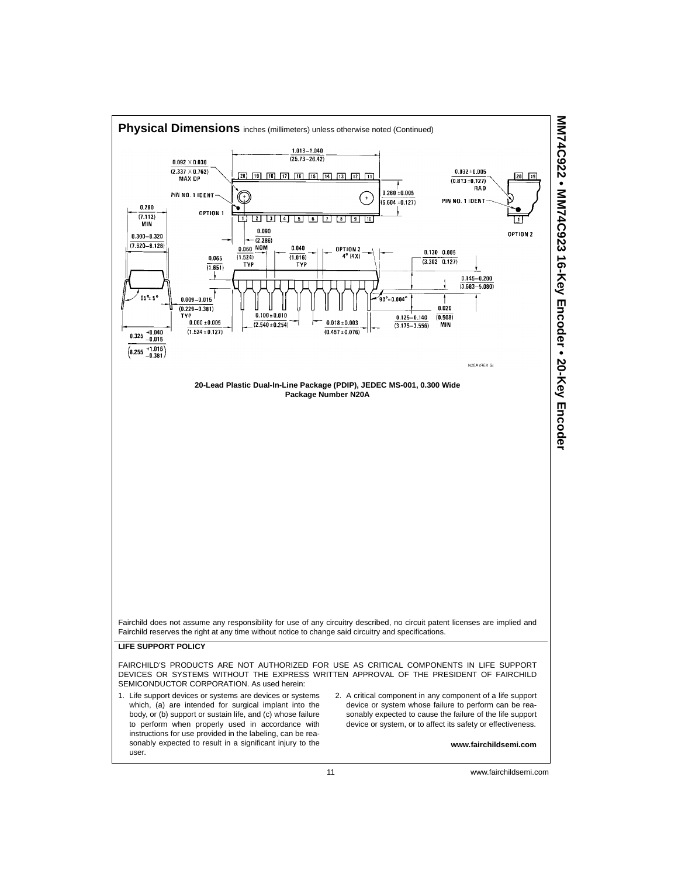## Physical Dimensions inches (millimeters) unless otherwise noted (Continued)

1.013–1.040
(25.73–26.42)

0.092 × 0.030
(2.337 × 0.762)
MAX DP

PIN NO. 1 IDENT

OPTION 1

0.280
(7.112)
MIN

0.300–0.320
(7.620–8.128)

0.260 ±0.005
(6.604 ±0.127)

0.032 ±0.005
(0.813 ±0.127)
RAD

PIN NO. 1 IDENT

OPTION 2

0.090
(2.286)

0.060 NOM
(1.524)
TYP

0.040
(1.016)
TYP

OPTION 2
4° (4X)

0.130 0.005
(3.302 0.127)

0.065
(1.651)

0.145–0.200
(3.683–5.080)

95° ± 5°

0.009–0.015
(0.229–0.381)
TYP

90° ± 0.004°

0.020
(0.508)
MIN

0.100 ± 0.010
(2.540 ± 0.254)

0.060 ± 0.005
(1.524 ± 0.127)

0.018 ± 0.003
(0.457 ± 0.076)

0.125–0.140
(3.175–3.556)

0.325 +0.040 −0.015
(8.255 +1.016 −0.381)

N20A (REV G)

**20-Lead Plastic Dual-In-Line Package (PDIP), JEDEC MS-001, 0.300 Wide**
**Package Number N20A**

Fairchild does not assume any responsibility for use of any circuitry described, no circuit patent licenses are implied and Fairchild reserves the right at any time without notice to change said circuitry and specifications.

**LIFE SUPPORT POLICY**

FAIRCHILD'S PRODUCTS ARE NOT AUTHORIZED FOR USE AS CRITICAL COMPONENTS IN LIFE SUPPORT DEVICES OR SYSTEMS WITHOUT THE EXPRESS WRITTEN APPROVAL OF THE PRESIDENT OF FAIRCHILD SEMICONDUCTOR CORPORATION. As used herein:

1. Life support devices or systems are devices or systems which, (a) are intended for surgical implant into the body, or (b) support or sustain life, and (c) whose failure to perform when properly used in accordance with instructions for use provided in the labeling, can be reasonably expected to result in a significant injury to the user.

2. A critical component in any component of a life support device or system whose failure to perform can be reasonably expected to cause the failure of the life support device or system, or to affect its safety or effectiveness.

**www.fairchildsemi.com**